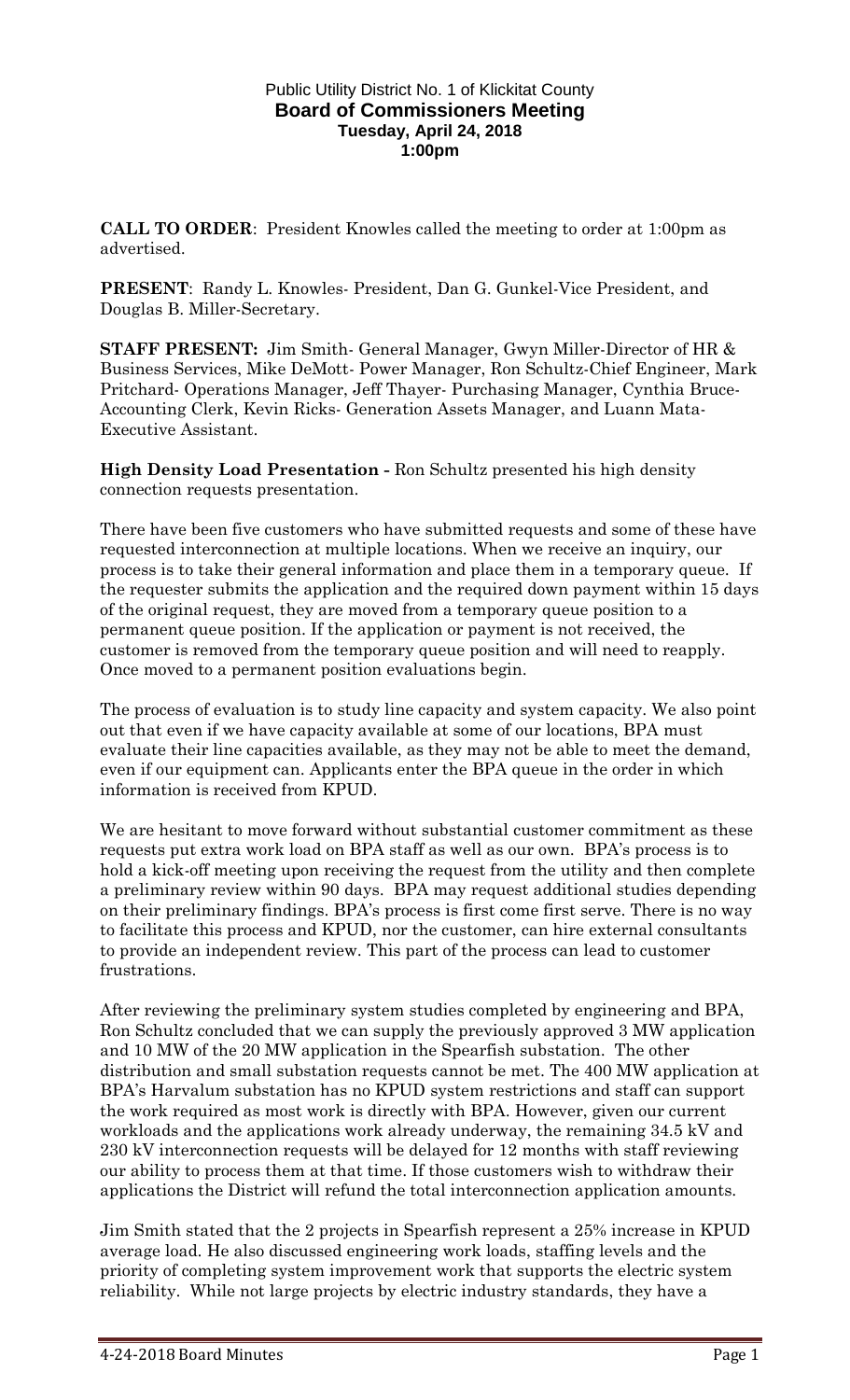Public Utility District No. 1 of Klickitat County

**Board of Commissioners Meeting**

**Tuesday, April 24, 2018**

**1:00pm**

**CALL TO ORDER**: President Knowles called the meeting to order at 1:00pm as advertised.

**PRESENT**: Randy L. Knowles- President, Dan G. Gunkel-Vice President, and Douglas B. Miller-Secretary.

**STAFF PRESENT:** Jim Smith- General Manager, Gwyn Miller-Director of HR & Business Services, Mike DeMott- Power Manager, Ron Schultz-Chief Engineer, Mark Pritchard- Operations Manager, Jeff Thayer- Purchasing Manager, Cynthia Bruce-Accounting Clerk, Kevin Ricks- Generation Assets Manager, and Luann Mata-Executive Assistant.

**High Density Load Presentation -** Ron Schultz presented his high density connection requests presentation.

There have been five customers who have submitted requests and some of these have requested interconnection at multiple locations. When we receive an inquiry, our process is to take their general information and place them in a temporary queue. If the requester submits the application and the required down payment within 15 days of the original request, they are moved from a temporary queue position to a permanent queue position. If the application or payment is not received, the customer is removed from the temporary queue position and will need to reapply. Once moved to a permanent position evaluations begin.

The process of evaluation is to study line capacity and system capacity. We also point out that even if we have capacity available at some of our locations, BPA must evaluate their line capacities available, as they may not be able to meet the demand, even if our equipment can. Applicants enter the BPA queue in the order in which information is received from KPUD.

We are hesitant to move forward without substantial customer commitment as these requests put extra work load on BPA staff as well as our own. BPA's process is to hold a kick-off meeting upon receiving the request from the utility and then complete a preliminary review within 90 days. BPA may request additional studies depending on their preliminary findings. BPA's process is first come first serve. There is no way to facilitate this process and KPUD, nor the customer, can hire external consultants to provide an independent review. This part of the process can lead to customer frustrations.

After reviewing the preliminary system studies completed by engineering and BPA, Ron Schultz concluded that we can supply the previously approved 3 MW application and 10 MW of the 20 MW application in the Spearfish substation. The other distribution and small substation requests cannot be met. The 400 MW application at BPA's Harvalum substation has no KPUD system restrictions and staff can support the work required as most work is directly with BPA. However, given our current workloads and the applications work already underway, the remaining 34.5 kV and 230 kV interconnection requests will be delayed for 12 months with staff reviewing our ability to process them at that time. If those customers wish to withdraw their applications the District will refund the total interconnection application amounts.

Jim Smith stated that the 2 projects in Spearfish represent a 25% increase in KPUD average load. He also discussed engineering work loads, staffing levels and the priority of completing system improvement work that supports the electric system reliability. While not large projects by electric industry standards, they have a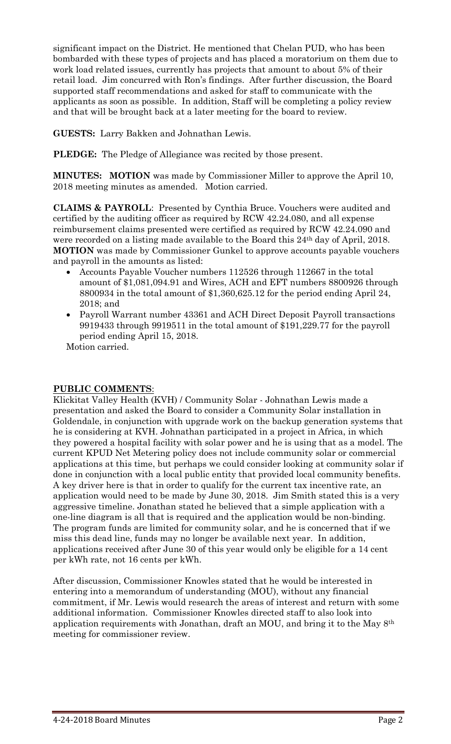significant impact on the District. He mentioned that Chelan PUD, who has been bombarded with these types of projects and has placed a moratorium on them due to work load related issues, currently has projects that amount to about 5% of their retail load. Jim concurred with Ron's findings. After further discussion, the Board supported staff recommendations and asked for staff to communicate with the applicants as soon as possible. In addition, Staff will be completing a policy review and that will be brought back at a later meeting for the board to review.

**GUESTS:** Larry Bakken and Johnathan Lewis.

**PLEDGE:** The Pledge of Allegiance was recited by those present.

**MINUTES:** **MOTION** was made by Commissioner Miller to approve the April 10, 2018 meeting minutes as amended. Motion carried.

**CLAIMS & PAYROLL**: Presented by Cynthia Bruce. Vouchers were audited and certified by the auditing officer as required by RCW 42.24.080, and all expense reimbursement claims presented were certified as required by RCW 42.24.090 and were recorded on a listing made available to the Board this 24th day of April, 2018. **MOTION** was made by Commissioner Gunkel to approve accounts payable vouchers and payroll in the amounts as listed:

- Accounts Payable Voucher numbers 112526 through 112667 in the total amount of $1,081,094.91 and Wires, ACH and EFT numbers 8800926 through 8800934 in the total amount of $1,360,625.12 for the period ending April 24, 2018; and
- Payroll Warrant number 43361 and ACH Direct Deposit Payroll transactions 9919433 through 9919511 in the total amount of $191,229.77 for the payroll period ending April 15, 2018.

Motion carried.

**PUBLIC COMMENTS**:

Klickitat Valley Health (KVH) / Community Solar - Johnathan Lewis made a presentation and asked the Board to consider a Community Solar installation in Goldendale, in conjunction with upgrade work on the backup generation systems that he is considering at KVH. Johnathan participated in a project in Africa, in which they powered a hospital facility with solar power and he is using that as a model. The current KPUD Net Metering policy does not include community solar or commercial applications at this time, but perhaps we could consider looking at community solar if done in conjunction with a local public entity that provided local community benefits. A key driver here is that in order to qualify for the current tax incentive rate, an application would need to be made by June 30, 2018. Jim Smith stated this is a very aggressive timeline. Jonathan stated he believed that a simple application with a one-line diagram is all that is required and the application would be non-binding. The program funds are limited for community solar, and he is concerned that if we miss this dead line, funds may no longer be available next year. In addition, applications received after June 30 of this year would only be eligible for a 14 cent per kWh rate, not 16 cents per kWh.

After discussion, Commissioner Knowles stated that he would be interested in entering into a memorandum of understanding (MOU), without any financial commitment, if Mr. Lewis would research the areas of interest and return with some additional information. Commissioner Knowles directed staff to also look into application requirements with Jonathan, draft an MOU, and bring it to the May 8th meeting for commissioner review.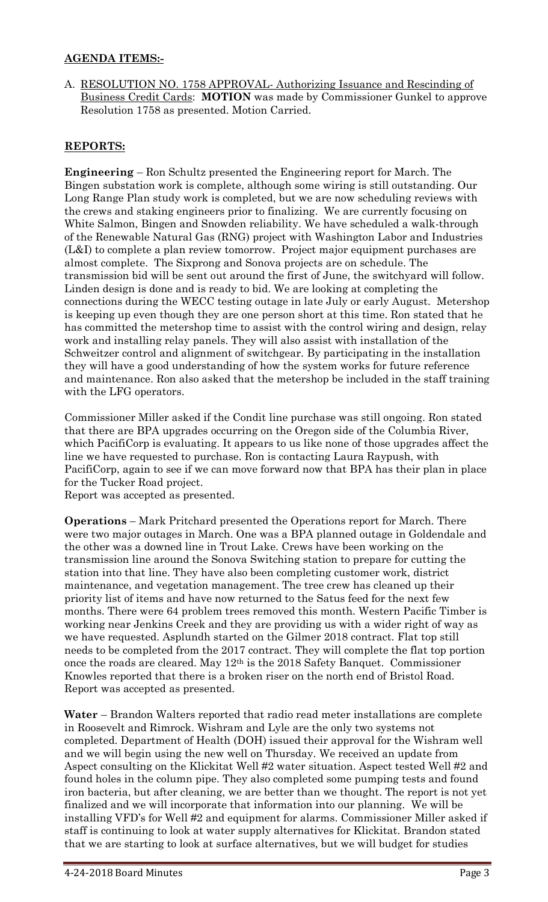**AGENDA ITEMS:-**

A. RESOLUTION NO. 1758 APPROVAL- Authorizing Issuance and Rescinding of Business Credit Cards: **MOTION** was made by Commissioner Gunkel to approve Resolution 1758 as presented. Motion Carried.

**REPORTS:**

**Engineering** – Ron Schultz presented the Engineering report for March. The Bingen substation work is complete, although some wiring is still outstanding. Our Long Range Plan study work is completed, but we are now scheduling reviews with the crews and staking engineers prior to finalizing. We are currently focusing on White Salmon, Bingen and Snowden reliability. We have scheduled a walk-through of the Renewable Natural Gas (RNG) project with Washington Labor and Industries (L&I) to complete a plan review tomorrow. Project major equipment purchases are almost complete. The Sixprong and Sonova projects are on schedule. The transmission bid will be sent out around the first of June, the switchyard will follow. Linden design is done and is ready to bid. We are looking at completing the connections during the WECC testing outage in late July or early August. Metershop is keeping up even though they are one person short at this time. Ron stated that he has committed the metershop time to assist with the control wiring and design, relay work and installing relay panels. They will also assist with installation of the Schweitzer control and alignment of switchgear. By participating in the installation they will have a good understanding of how the system works for future reference and maintenance. Ron also asked that the metershop be included in the staff training with the LFG operators.

Commissioner Miller asked if the Condit line purchase was still ongoing. Ron stated that there are BPA upgrades occurring on the Oregon side of the Columbia River, which PacifiCorp is evaluating. It appears to us like none of those upgrades affect the line we have requested to purchase. Ron is contacting Laura Raypush, with PacifiCorp, again to see if we can move forward now that BPA has their plan in place for the Tucker Road project.
Report was accepted as presented.

**Operations** – Mark Pritchard presented the Operations report for March. There were two major outages in March. One was a BPA planned outage in Goldendale and the other was a downed line in Trout Lake. Crews have been working on the transmission line around the Sonova Switching station to prepare for cutting the station into that line. They have also been completing customer work, district maintenance, and vegetation management. The tree crew has cleaned up their priority list of items and have now returned to the Satus feed for the next few months. There were 64 problem trees removed this month. Western Pacific Timber is working near Jenkins Creek and they are providing us with a wider right of way as we have requested. Asplundh started on the Gilmer 2018 contract. Flat top still needs to be completed from the 2017 contract. They will complete the flat top portion once the roads are cleared. May 12th is the 2018 Safety Banquet. Commissioner Knowles reported that there is a broken riser on the north end of Bristol Road. Report was accepted as presented.

**Water** – Brandon Walters reported that radio read meter installations are complete in Roosevelt and Rimrock. Wishram and Lyle are the only two systems not completed. Department of Health (DOH) issued their approval for the Wishram well and we will begin using the new well on Thursday. We received an update from Aspect consulting on the Klickitat Well #2 water situation. Aspect tested Well #2 and found holes in the column pipe. They also completed some pumping tests and found iron bacteria, but after cleaning, we are better than we thought. The report is not yet finalized and we will incorporate that information into our planning. We will be installing VFD's for Well #2 and equipment for alarms. Commissioner Miller asked if staff is continuing to look at water supply alternatives for Klickitat. Brandon stated that we are starting to look at surface alternatives, but we will budget for studies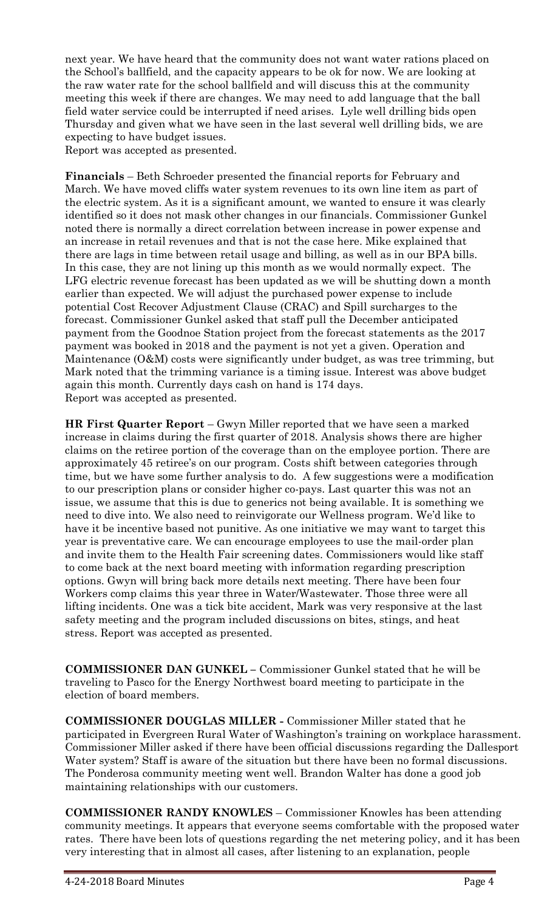next year. We have heard that the community does not want water rations placed on the School's ballfield, and the capacity appears to be ok for now. We are looking at the raw water rate for the school ballfield and will discuss this at the community meeting this week if there are changes. We may need to add language that the ball field water service could be interrupted if need arises. Lyle well drilling bids open Thursday and given what we have seen in the last several well drilling bids, we are expecting to have budget issues.
Report was accepted as presented.

**Financials** – Beth Schroeder presented the financial reports for February and March. We have moved cliffs water system revenues to its own line item as part of the electric system. As it is a significant amount, we wanted to ensure it was clearly identified so it does not mask other changes in our financials. Commissioner Gunkel noted there is normally a direct correlation between increase in power expense and an increase in retail revenues and that is not the case here. Mike explained that there are lags in time between retail usage and billing, as well as in our BPA bills. In this case, they are not lining up this month as we would normally expect. The LFG electric revenue forecast has been updated as we will be shutting down a month earlier than expected. We will adjust the purchased power expense to include potential Cost Recover Adjustment Clause (CRAC) and Spill surcharges to the forecast. Commissioner Gunkel asked that staff pull the December anticipated payment from the Goodnoe Station project from the forecast statements as the 2017 payment was booked in 2018 and the payment is not yet a given. Operation and Maintenance (O&M) costs were significantly under budget, as was tree trimming, but Mark noted that the trimming variance is a timing issue. Interest was above budget again this month. Currently days cash on hand is 174 days.
Report was accepted as presented.

**HR First Quarter Report** – Gwyn Miller reported that we have seen a marked increase in claims during the first quarter of 2018. Analysis shows there are higher claims on the retiree portion of the coverage than on the employee portion. There are approximately 45 retiree's on our program. Costs shift between categories through time, but we have some further analysis to do. A few suggestions were a modification to our prescription plans or consider higher co-pays. Last quarter this was not an issue, we assume that this is due to generics not being available. It is something we need to dive into. We also need to reinvigorate our Wellness program. We'd like to have it be incentive based not punitive. As one initiative we may want to target this year is preventative care. We can encourage employees to use the mail-order plan and invite them to the Health Fair screening dates. Commissioners would like staff to come back at the next board meeting with information regarding prescription options. Gwyn will bring back more details next meeting. There have been four Workers comp claims this year three in Water/Wastewater. Those three were all lifting incidents. One was a tick bite accident, Mark was very responsive at the last safety meeting and the program included discussions on bites, stings, and heat stress. Report was accepted as presented.

**COMMISSIONER DAN GUNKEL** – Commissioner Gunkel stated that he will be traveling to Pasco for the Energy Northwest board meeting to participate in the election of board members.

**COMMISSIONER DOUGLAS MILLER -** Commissioner Miller stated that he participated in Evergreen Rural Water of Washington's training on workplace harassment. Commissioner Miller asked if there have been official discussions regarding the Dallesport Water system? Staff is aware of the situation but there have been no formal discussions. The Ponderosa community meeting went well. Brandon Walter has done a good job maintaining relationships with our customers.

**COMMISSIONER RANDY KNOWLES** – Commissioner Knowles has been attending community meetings. It appears that everyone seems comfortable with the proposed water rates. There have been lots of questions regarding the net metering policy, and it has been very interesting that in almost all cases, after listening to an explanation, people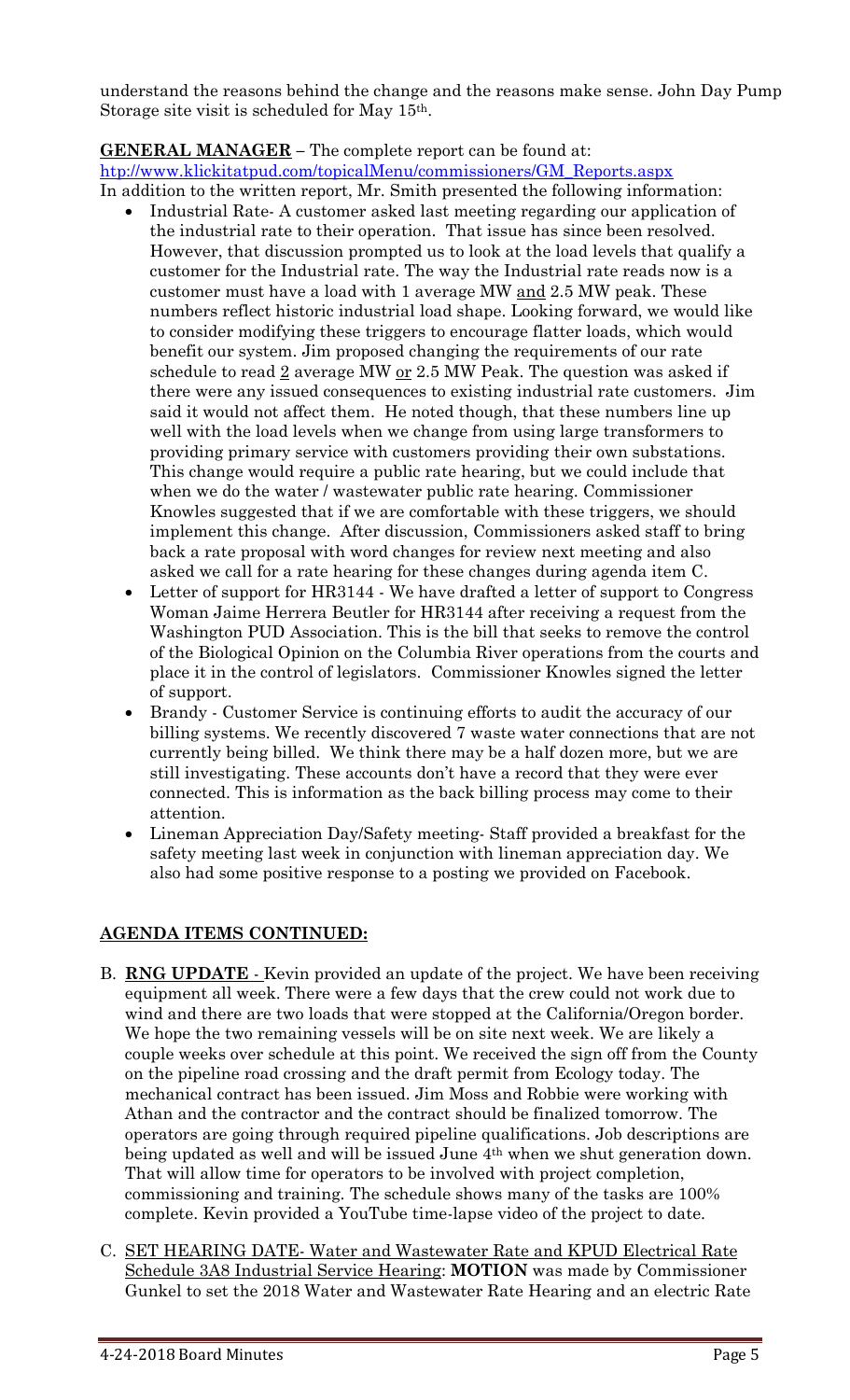understand the reasons behind the change and the reasons make sense. John Day Pump Storage site visit is scheduled for May 15th.

**GENERAL MANAGER** – The complete report can be found at: http://www.klickitatpud.com/topicalMenu/commissioners/GM_Reports.aspx

In addition to the written report, Mr. Smith presented the following information:

- Industrial Rate- A customer asked last meeting regarding our application of the industrial rate to their operation. That issue has since been resolved. However, that discussion prompted us to look at the load levels that qualify a customer for the Industrial rate. The way the Industrial rate reads now is a customer must have a load with 1 average MW and 2.5 MW peak. These numbers reflect historic industrial load shape. Looking forward, we would like to consider modifying these triggers to encourage flatter loads, which would benefit our system. Jim proposed changing the requirements of our rate schedule to read 2 average MW or 2.5 MW Peak. The question was asked if there were any issued consequences to existing industrial rate customers. Jim said it would not affect them. He noted though, that these numbers line up well with the load levels when we change from using large transformers to providing primary service with customers providing their own substations. This change would require a public rate hearing, but we could include that when we do the water / wastewater public rate hearing. Commissioner Knowles suggested that if we are comfortable with these triggers, we should implement this change. After discussion, Commissioners asked staff to bring back a rate proposal with word changes for review next meeting and also asked we call for a rate hearing for these changes during agenda item C.
- Letter of support for HR3144 - We have drafted a letter of support to Congress Woman Jaime Herrera Beutler for HR3144 after receiving a request from the Washington PUD Association. This is the bill that seeks to remove the control of the Biological Opinion on the Columbia River operations from the courts and place it in the control of legislators. Commissioner Knowles signed the letter of support.
- Brandy - Customer Service is continuing efforts to audit the accuracy of our billing systems. We recently discovered 7 waste water connections that are not currently being billed. We think there may be a half dozen more, but we are still investigating. These accounts don't have a record that they were ever connected. This is information as the back billing process may come to their attention.
- Lineman Appreciation Day/Safety meeting- Staff provided a breakfast for the safety meeting last week in conjunction with lineman appreciation day. We also had some positive response to a posting we provided on Facebook.

## AGENDA ITEMS CONTINUED:

B. **RNG UPDATE** - Kevin provided an update of the project. We have been receiving equipment all week. There were a few days that the crew could not work due to wind and there are two loads that were stopped at the California/Oregon border. We hope the two remaining vessels will be on site next week. We are likely a couple weeks over schedule at this point. We received the sign off from the County on the pipeline road crossing and the draft permit from Ecology today. The mechanical contract has been issued. Jim Moss and Robbie were working with Athan and the contractor and the contract should be finalized tomorrow. The operators are going through required pipeline qualifications. Job descriptions are being updated as well and will be issued June 4th when we shut generation down. That will allow time for operators to be involved with project completion, commissioning and training. The schedule shows many of the tasks are 100% complete. Kevin provided a YouTube time-lapse video of the project to date.

C. SET HEARING DATE- Water and Wastewater Rate and KPUD Electrical Rate Schedule 3A8 Industrial Service Hearing: **MOTION** was made by Commissioner Gunkel to set the 2018 Water and Wastewater Rate Hearing and an electric Rate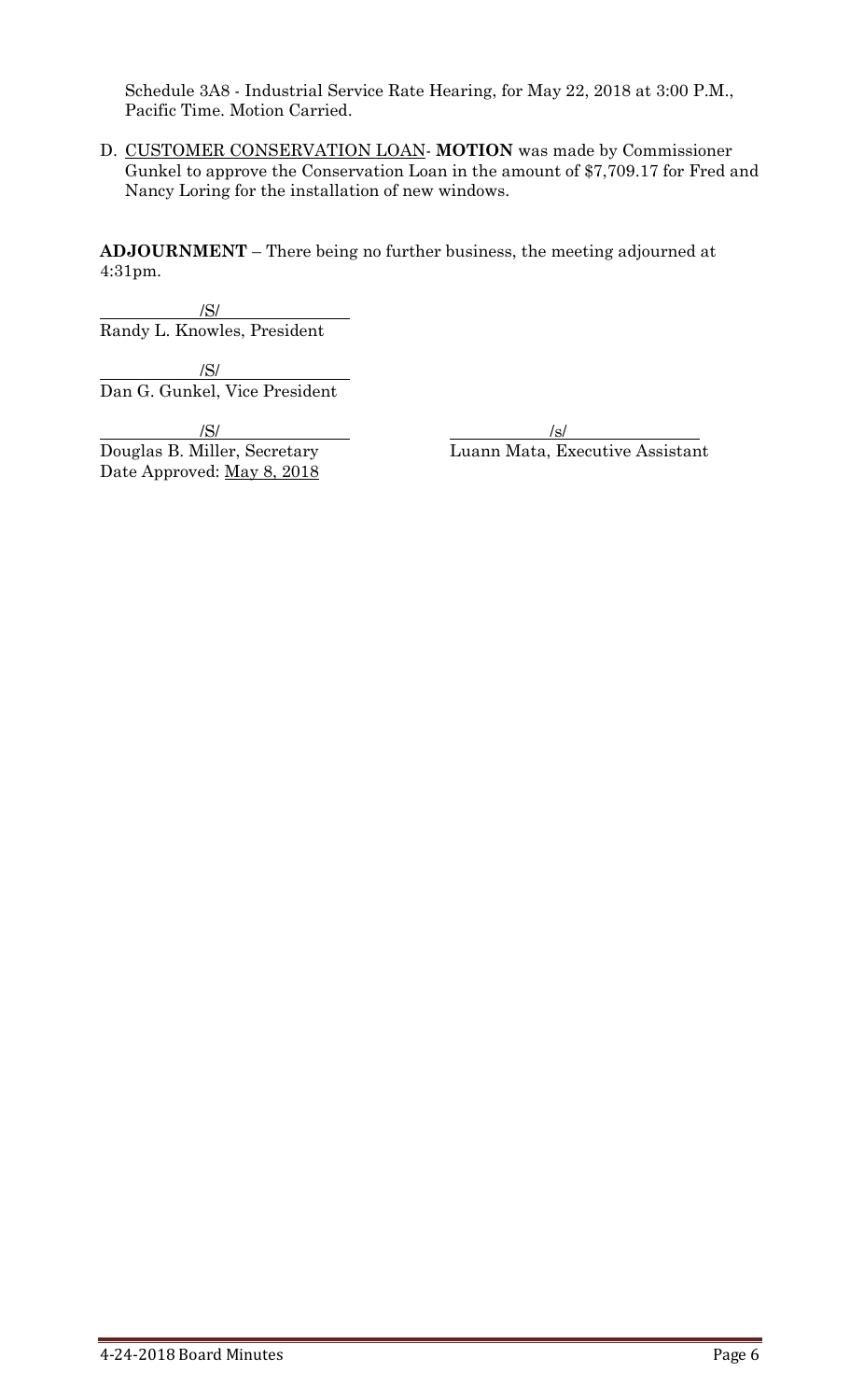Schedule 3A8 - Industrial Service Rate Hearing, for May 22, 2018 at 3:00 P.M., Pacific Time. Motion Carried.

D. CUSTOMER CONSERVATION LOAN- **MOTION** was made by Commissioner Gunkel to approve the Conservation Loan in the amount of $7,709.17 for Fred and Nancy Loring for the installation of new windows.

**ADJOURNMENT** – There being no further business, the meeting adjourned at 4:31pm.

/S/
Randy L. Knowles, President

/S/
Dan G. Gunkel, Vice President

/S/
Douglas B. Miller, Secretary
Date Approved: May 8, 2018

/s/
Luann Mata, Executive Assistant